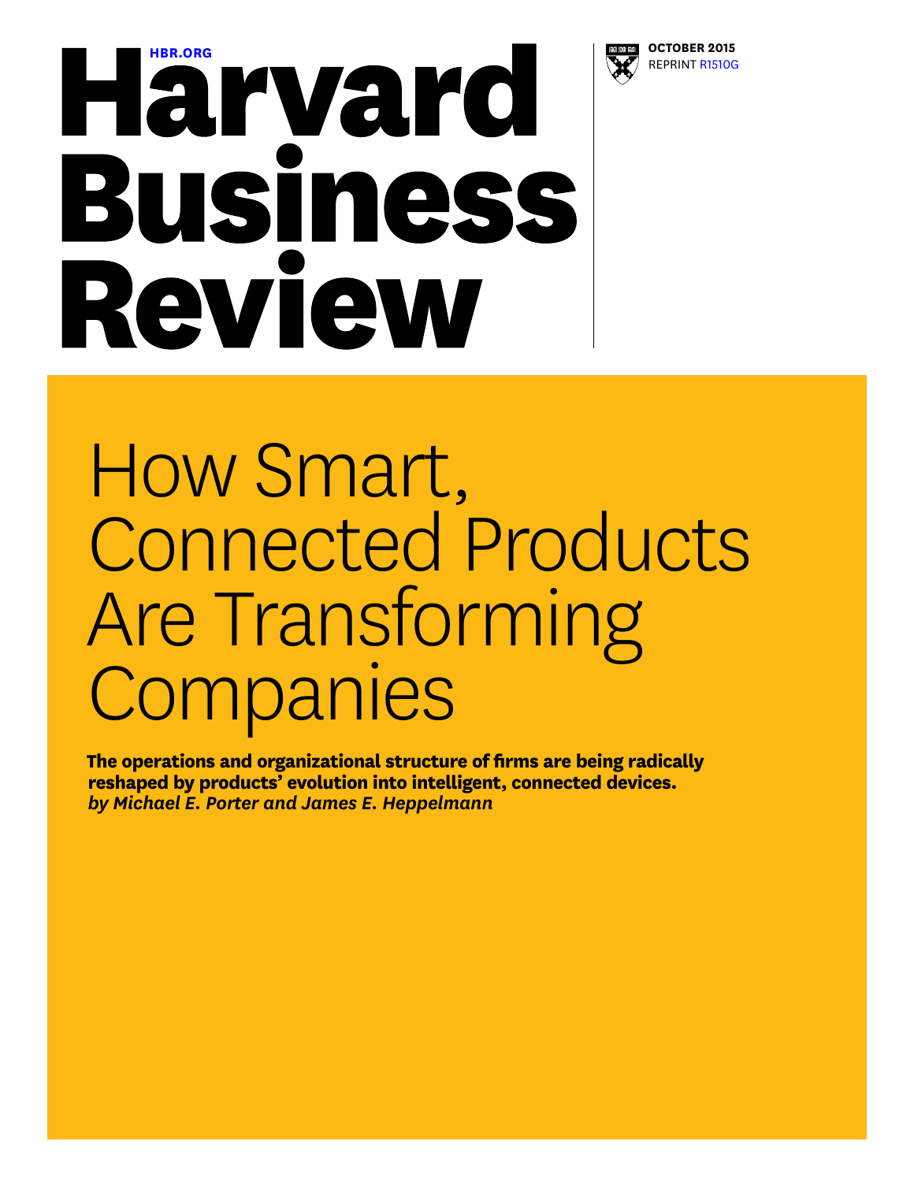HBR.ORG

# Harvard Business Review

OCTOBER 2015
REPRINT R1510G

# How Smart, Connected Products Are Transforming Companies

**The operations and organizational structure of firms are being radically reshaped by products' evolution into intelligent, connected devices.**
***by Michael E. Porter and James E. Heppelmann***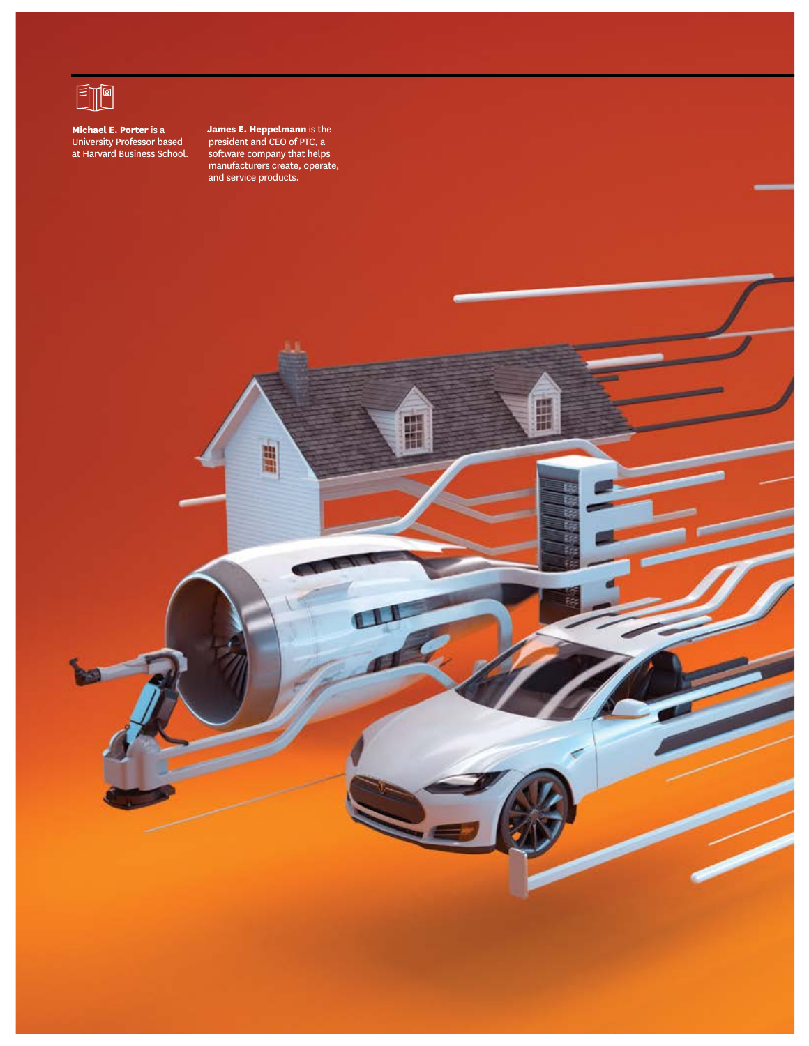**Michael E. Porter** is a University Professor based at Harvard Business School.

**James E. Heppelmann** is the president and CEO of PTC, a software company that helps manufacturers create, operate, and service products.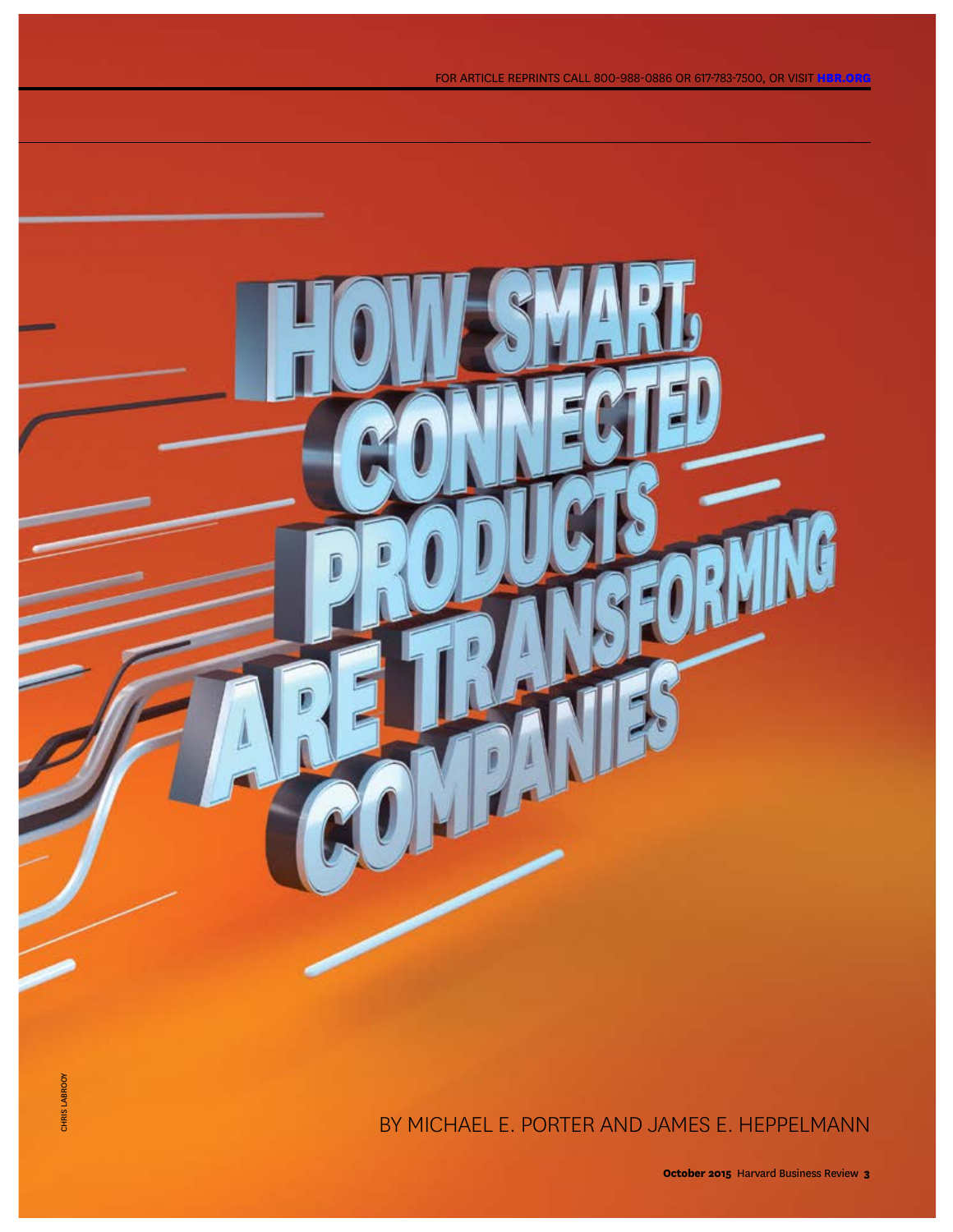# HOW SMART, CONNECTED PRODUCTS ARE TRANSFORMING COMPANIES

BY MICHAEL E. PORTER AND JAMES E. HEPPELMANN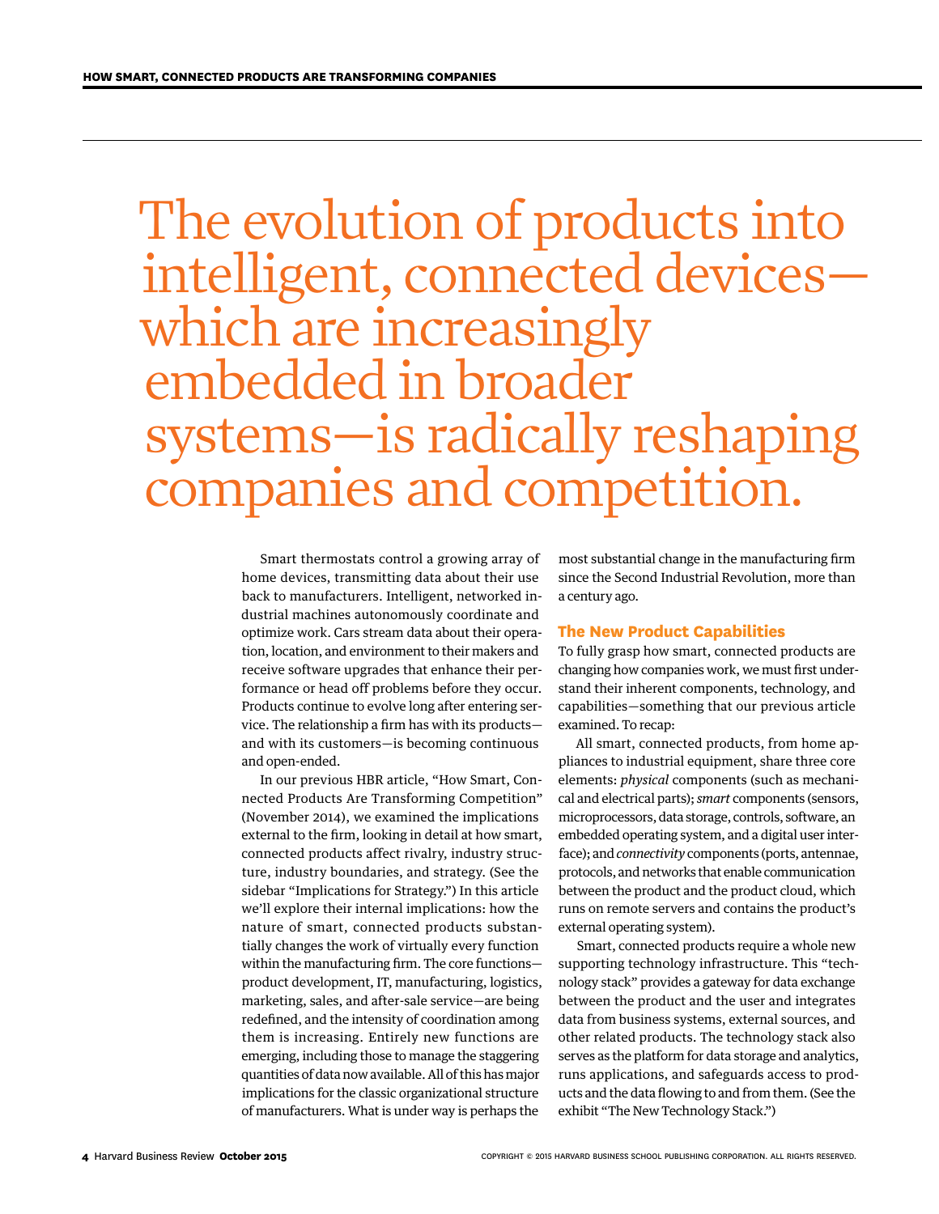# The evolution of products into intelligent, connected devices—which are increasingly embedded in broader systems—is radically reshaping companies and competition.

Smart thermostats control a growing array of home devices, transmitting data about their use back to manufacturers. Intelligent, networked industrial machines autonomously coordinate and optimize work. Cars stream data about their operation, location, and environment to their makers and receive software upgrades that enhance their performance or head off problems before they occur. Products continue to evolve long after entering service. The relationship a firm has with its products—and with its customers—is becoming continuous and open-ended.

In our previous HBR article, "How Smart, Connected Products Are Transforming Competition" (November 2014), we examined the implications external to the firm, looking in detail at how smart, connected products affect rivalry, industry structure, industry boundaries, and strategy. (See the sidebar "Implications for Strategy.") In this article we'll explore their internal implications: how the nature of smart, connected products substantially changes the work of virtually every function within the manufacturing firm. The core functions—product development, IT, manufacturing, logistics, marketing, sales, and after-sale service—are being redefined, and the intensity of coordination among them is increasing. Entirely new functions are emerging, including those to manage the staggering quantities of data now available. All of this has major implications for the classic organizational structure of manufacturers. What is under way is perhaps the most substantial change in the manufacturing firm since the Second Industrial Revolution, more than a century ago.

## The New Product Capabilities

To fully grasp how smart, connected products are changing how companies work, we must first understand their inherent components, technology, and capabilities—something that our previous article examined. To recap:

All smart, connected products, from home appliances to industrial equipment, share three core elements: *physical* components (such as mechanical and electrical parts); *smart* components (sensors, microprocessors, data storage, controls, software, an embedded operating system, and a digital user interface); and *connectivity* components (ports, antennae, protocols, and networks that enable communication between the product and the product cloud, which runs on remote servers and contains the product's external operating system).

Smart, connected products require a whole new supporting technology infrastructure. This "technology stack" provides a gateway for data exchange between the product and the user and integrates data from business systems, external sources, and other related products. The technology stack also serves as the platform for data storage and analytics, runs applications, and safeguards access to products and the data flowing to and from them. (See the exhibit "The New Technology Stack.")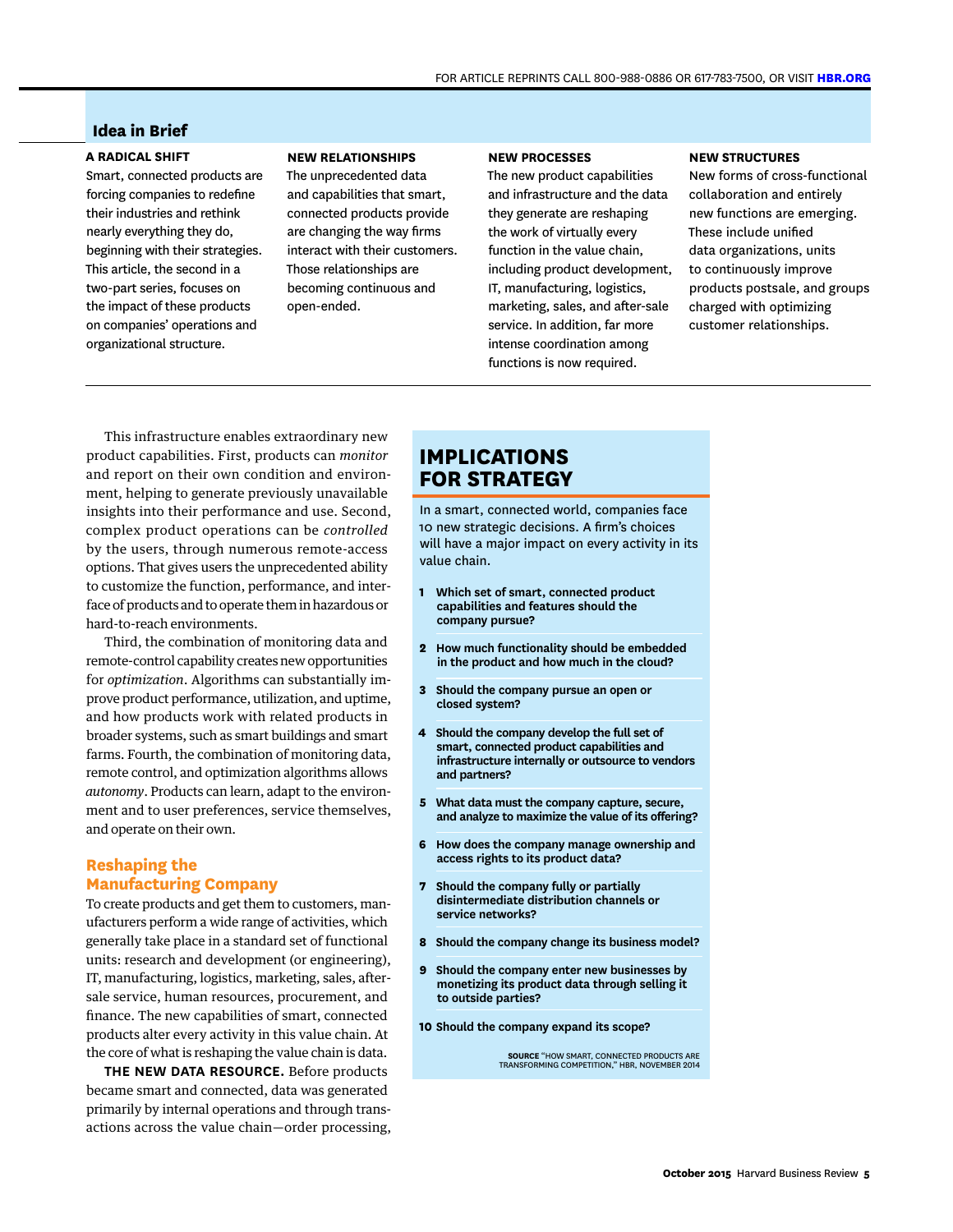## Idea in Brief

**A RADICAL SHIFT**
Smart, connected products are forcing companies to redefine their industries and rethink nearly everything they do, beginning with their strategies. This article, the second in a two-part series, focuses on the impact of these products on companies' operations and organizational structure.

**NEW RELATIONSHIPS**
The unprecedented data and capabilities that smart, connected products provide are changing the way firms interact with their customers. Those relationships are becoming continuous and open-ended.

**NEW PROCESSES**
The new product capabilities and infrastructure and the data they generate are reshaping the work of virtually every function in the value chain, including product development, IT, manufacturing, logistics, marketing, sales, and after-sale service. In addition, far more intense coordination among functions is now required.

**NEW STRUCTURES**
New forms of cross-functional collaboration and entirely new functions are emerging. These include unified data organizations, units to continuously improve products postsale, and groups charged with optimizing customer relationships.

This infrastructure enables extraordinary new product capabilities. First, products can *monitor* and report on their own condition and environment, helping to generate previously unavailable insights into their performance and use. Second, complex product operations can be *controlled* by the users, through numerous remote-access options. That gives users the unprecedented ability to customize the function, performance, and interface of products and to operate them in hazardous or hard-to-reach environments.

Third, the combination of monitoring data and remote-control capability creates new opportunities for *optimization*. Algorithms can substantially improve product performance, utilization, and uptime, and how products work with related products in broader systems, such as smart buildings and smart farms. Fourth, the combination of monitoring data, remote control, and optimization algorithms allows *autonomy*. Products can learn, adapt to the environment and to user preferences, service themselves, and operate on their own.

## Reshaping the Manufacturing Company

To create products and get them to customers, manufacturers perform a wide range of activities, which generally take place in a standard set of functional units: research and development (or engineering), IT, manufacturing, logistics, marketing, sales, after-sale service, human resources, procurement, and finance. The new capabilities of smart, connected products alter every activity in this value chain. At the core of what is reshaping the value chain is data.

**THE NEW DATA RESOURCE.** Before products became smart and connected, data was generated primarily by internal operations and through transactions across the value chain—order processing,

## IMPLICATIONS FOR STRATEGY

In a smart, connected world, companies face 10 new strategic decisions. A firm's choices will have a major impact on every activity in its value chain.

1. **Which set of smart, connected product capabilities and features should the company pursue?**
2. **How much functionality should be embedded in the product and how much in the cloud?**
3. **Should the company pursue an open or closed system?**
4. **Should the company develop the full set of smart, connected product capabilities and infrastructure internally or outsource to vendors and partners?**
5. **What data must the company capture, secure, and analyze to maximize the value of its offering?**
6. **How does the company manage ownership and access rights to its product data?**
7. **Should the company fully or partially disintermediate distribution channels or service networks?**
8. **Should the company change its business model?**
9. **Should the company enter new businesses by monetizing its product data through selling it to outside parties?**
10. **Should the company expand its scope?**

**SOURCE** "HOW SMART, CONNECTED PRODUCTS ARE TRANSFORMING COMPETITION," HBR, NOVEMBER 2014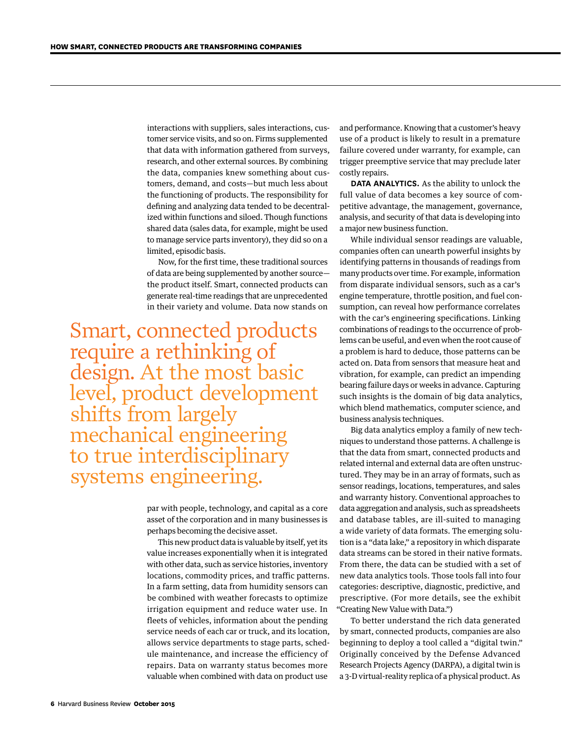interactions with suppliers, sales interactions, customer service visits, and so on. Firms supplemented that data with information gathered from surveys, research, and other external sources. By combining the data, companies knew something about customers, demand, and costs—but much less about the functioning of products. The responsibility for defining and analyzing data tended to be decentralized within functions and siloed. Though functions shared data (sales data, for example, might be used to manage service parts inventory), they did so on a limited, episodic basis.

Now, for the first time, these traditional sources of data are being supplemented by another source—the product itself. Smart, connected products can generate real-time readings that are unprecedented in their variety and volume. Data now stands on par with people, technology, and capital as a core asset of the corporation and in many businesses is perhaps becoming the decisive asset.

> Smart, connected products require a rethinking of design. At the most basic level, product development shifts from largely mechanical engineering to true interdisciplinary systems engineering.

This new product data is valuable by itself, yet its value increases exponentially when it is integrated with other data, such as service histories, inventory locations, commodity prices, and traffic patterns. In a farm setting, data from humidity sensors can be combined with weather forecasts to optimize irrigation equipment and reduce water use. In fleets of vehicles, information about the pending service needs of each car or truck, and its location, allows service departments to stage parts, schedule maintenance, and increase the efficiency of repairs. Data on warranty status becomes more valuable when combined with data on product use and performance. Knowing that a customer's heavy use of a product is likely to result in a premature failure covered under warranty, for example, can trigger preemptive service that may preclude later costly repairs.

**DATA ANALYTICS.** As the ability to unlock the full value of data becomes a key source of competitive advantage, the management, governance, analysis, and security of that data is developing into a major new business function.

While individual sensor readings are valuable, companies often can unearth powerful insights by identifying patterns in thousands of readings from many products over time. For example, information from disparate individual sensors, such as a car's engine temperature, throttle position, and fuel consumption, can reveal how performance correlates with the car's engineering specifications. Linking combinations of readings to the occurrence of problems can be useful, and even when the root cause of a problem is hard to deduce, those patterns can be acted on. Data from sensors that measure heat and vibration, for example, can predict an impending bearing failure days or weeks in advance. Capturing such insights is the domain of big data analytics, which blend mathematics, computer science, and business analysis techniques.

Big data analytics employ a family of new techniques to understand those patterns. A challenge is that the data from smart, connected products and related internal and external data are often unstructured. They may be in an array of formats, such as sensor readings, locations, temperatures, and sales and warranty history. Conventional approaches to data aggregation and analysis, such as spreadsheets and database tables, are ill-suited to managing a wide variety of data formats. The emerging solution is a "data lake," a repository in which disparate data streams can be stored in their native formats. From there, the data can be studied with a set of new data analytics tools. Those tools fall into four categories: descriptive, diagnostic, predictive, and prescriptive. (For more details, see the exhibit "Creating New Value with Data.")

To better understand the rich data generated by smart, connected products, companies are also beginning to deploy a tool called a "digital twin." Originally conceived by the Defense Advanced Research Projects Agency (DARPA), a digital twin is a 3-D virtual-reality replica of a physical product. As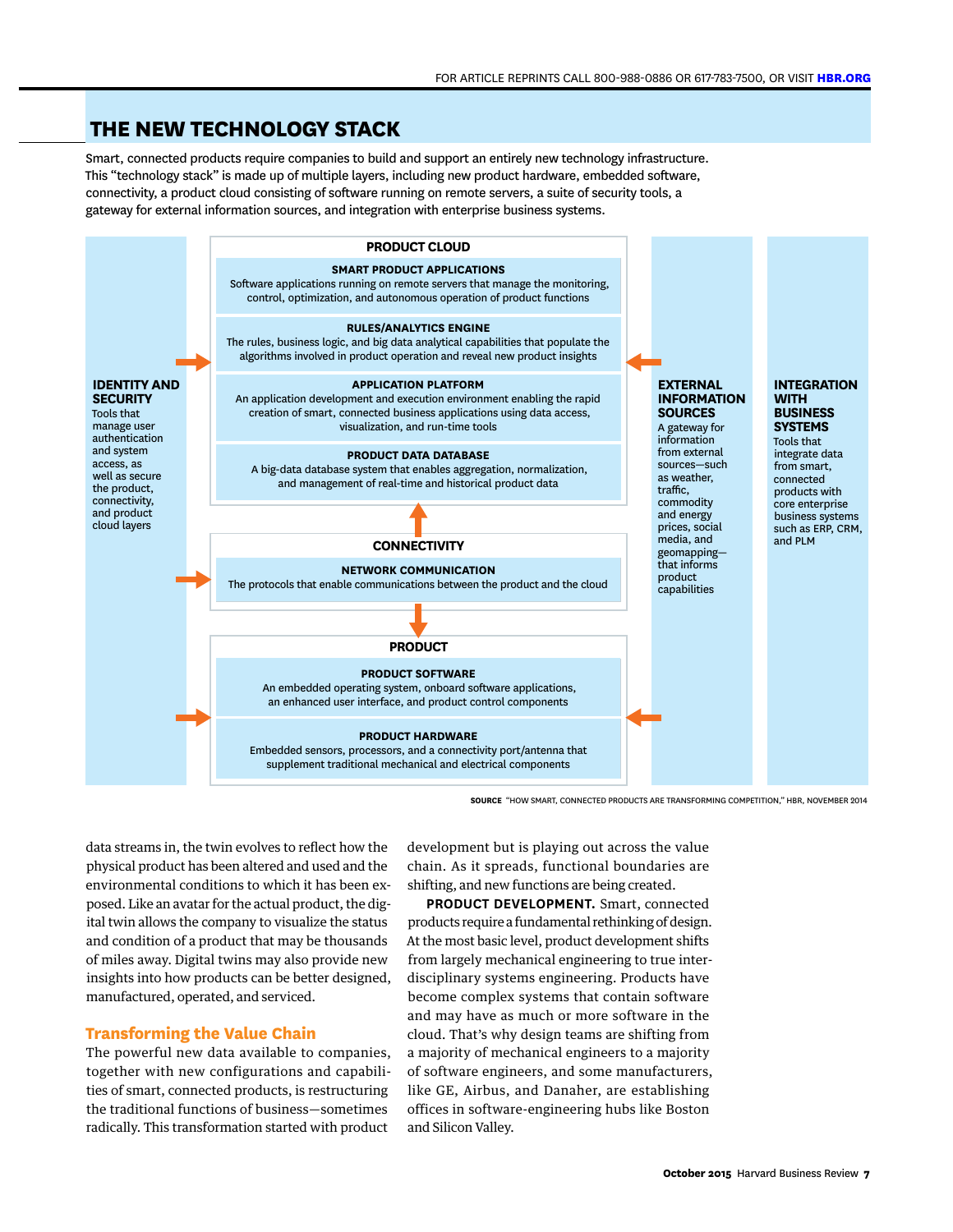## THE NEW TECHNOLOGY STACK

Smart, connected products require companies to build and support an entirely new technology infrastructure. This "technology stack" is made up of multiple layers, including new product hardware, embedded software, connectivity, a product cloud consisting of software running on remote servers, a suite of security tools, a gateway for external information sources, and integration with enterprise business systems.

**IDENTITY AND SECURITY**
Tools that manage user authentication and system access, as well as secure the product, connectivity, and product cloud layers

**PRODUCT CLOUD**

**SMART PRODUCT APPLICATIONS**
Software applications running on remote servers that manage the monitoring, control, optimization, and autonomous operation of product functions

**RULES/ANALYTICS ENGINE**
The rules, business logic, and big data analytical capabilities that populate the algorithms involved in product operation and reveal new product insights

**APPLICATION PLATFORM**
An application development and execution environment enabling the rapid creation of smart, connected business applications using data access, visualization, and run-time tools

**PRODUCT DATA DATABASE**
A big-data database system that enables aggregation, normalization, and management of real-time and historical product data

**CONNECTIVITY**

**NETWORK COMMUNICATION**
The protocols that enable communications between the product and the cloud

**PRODUCT**

**PRODUCT SOFTWARE**
An embedded operating system, onboard software applications, an enhanced user interface, and product control components

**PRODUCT HARDWARE**
Embedded sensors, processors, and a connectivity port/antenna that supplement traditional mechanical and electrical components

**EXTERNAL INFORMATION SOURCES**
A gateway for information from external sources—such as weather, traffic, commodity and energy prices, social media, and geomapping—that informs product capabilities

**INTEGRATION WITH BUSINESS SYSTEMS**
Tools that integrate data from smart, connected products with core enterprise business systems such as ERP, CRM, and PLM

SOURCE "HOW SMART, CONNECTED PRODUCTS ARE TRANSFORMING COMPETITION," HBR, NOVEMBER 2014

data streams in, the twin evolves to reflect how the physical product has been altered and used and the environmental conditions to which it has been exposed. Like an avatar for the actual product, the digital twin allows the company to visualize the status and condition of a product that may be thousands of miles away. Digital twins may also provide new insights into how products can be better designed, manufactured, operated, and serviced.

## Transforming the Value Chain

The powerful new data available to companies, together with new configurations and capabilities of smart, connected products, is restructuring the traditional functions of business—sometimes radically. This transformation started with product development but is playing out across the value chain. As it spreads, functional boundaries are shifting, and new functions are being created.

**PRODUCT DEVELOPMENT.** Smart, connected products require a fundamental rethinking of design. At the most basic level, product development shifts from largely mechanical engineering to true interdisciplinary systems engineering. Products have become complex systems that contain software and may have as much or more software in the cloud. That's why design teams are shifting from a majority of mechanical engineers to a majority of software engineers, and some manufacturers, like GE, Airbus, and Danaher, are establishing offices in software-engineering hubs like Boston and Silicon Valley.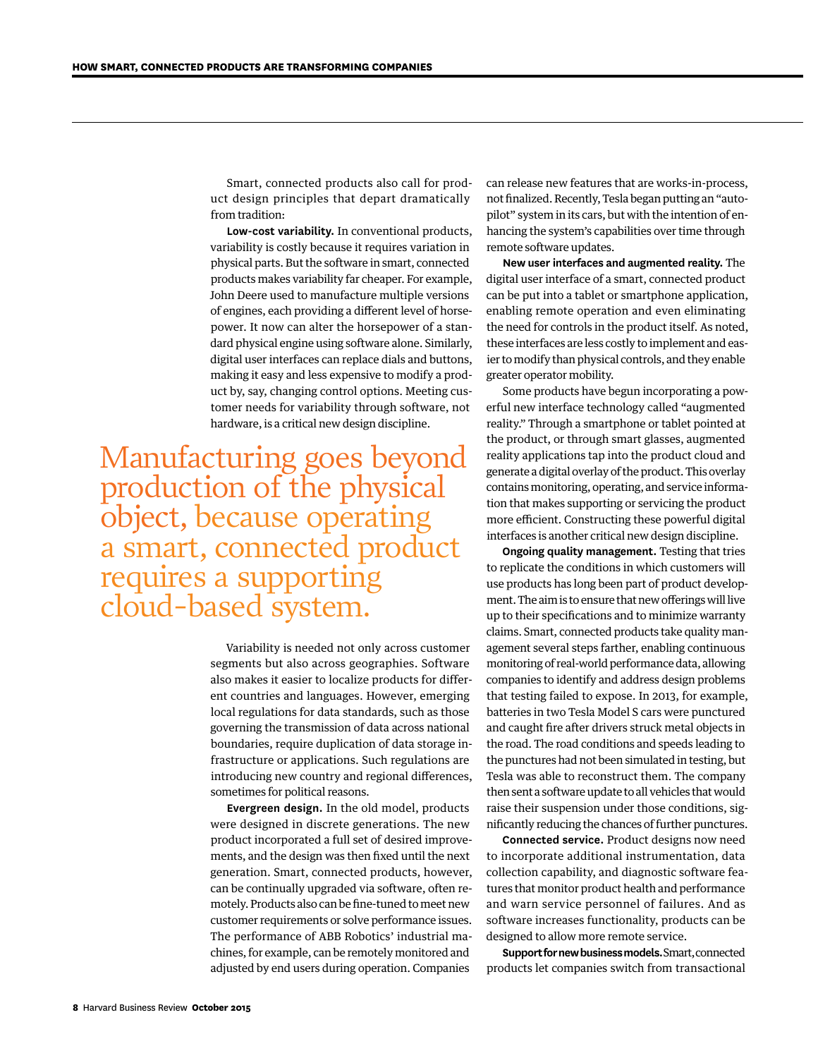Smart, connected products also call for product design principles that depart dramatically from tradition:

**Low-cost variability.** In conventional products, variability is costly because it requires variation in physical parts. But the software in smart, connected products makes variability far cheaper. For example, John Deere used to manufacture multiple versions of engines, each providing a different level of horsepower. It now can alter the horsepower of a standard physical engine using software alone. Similarly, digital user interfaces can replace dials and buttons, making it easy and less expensive to modify a product by, say, changing control options. Meeting customer needs for variability through software, not hardware, is a critical new design discipline.

> Manufacturing goes beyond production of the physical object, because operating a smart, connected product requires a supporting cloud-based system.

Variability is needed not only across customer segments but also across geographies. Software also makes it easier to localize products for different countries and languages. However, emerging local regulations for data standards, such as those governing the transmission of data across national boundaries, require duplication of data storage infrastructure or applications. Such regulations are introducing new country and regional differences, sometimes for political reasons.

**Evergreen design.** In the old model, products were designed in discrete generations. The new product incorporated a full set of desired improvements, and the design was then fixed until the next generation. Smart, connected products, however, can be continually upgraded via software, often remotely. Products also can be fine-tuned to meet new customer requirements or solve performance issues. The performance of ABB Robotics' industrial machines, for example, can be remotely monitored and adjusted by end users during operation. Companies can release new features that are works-in-process, not finalized. Recently, Tesla began putting an "autopilot" system in its cars, but with the intention of enhancing the system's capabilities over time through remote software updates.

**New user interfaces and augmented reality.** The digital user interface of a smart, connected product can be put into a tablet or smartphone application, enabling remote operation and even eliminating the need for controls in the product itself. As noted, these interfaces are less costly to implement and easier to modify than physical controls, and they enable greater operator mobility.

Some products have begun incorporating a powerful new interface technology called "augmented reality." Through a smartphone or tablet pointed at the product, or through smart glasses, augmented reality applications tap into the product cloud and generate a digital overlay of the product. This overlay contains monitoring, operating, and service information that makes supporting or servicing the product more efficient. Constructing these powerful digital interfaces is another critical new design discipline.

**Ongoing quality management.** Testing that tries to replicate the conditions in which customers will use products has long been part of product development. The aim is to ensure that new offerings will live up to their specifications and to minimize warranty claims. Smart, connected products take quality management several steps farther, enabling continuous monitoring of real-world performance data, allowing companies to identify and address design problems that testing failed to expose. In 2013, for example, batteries in two Tesla Model S cars were punctured and caught fire after drivers struck metal objects in the road. The road conditions and speeds leading to the punctures had not been simulated in testing, but Tesla was able to reconstruct them. The company then sent a software update to all vehicles that would raise their suspension under those conditions, significantly reducing the chances of further punctures.

**Connected service.** Product designs now need to incorporate additional instrumentation, data collection capability, and diagnostic software features that monitor product health and performance and warn service personnel of failures. And as software increases functionality, products can be designed to allow more remote service.

**Support for new business models.** Smart, connected products let companies switch from transactional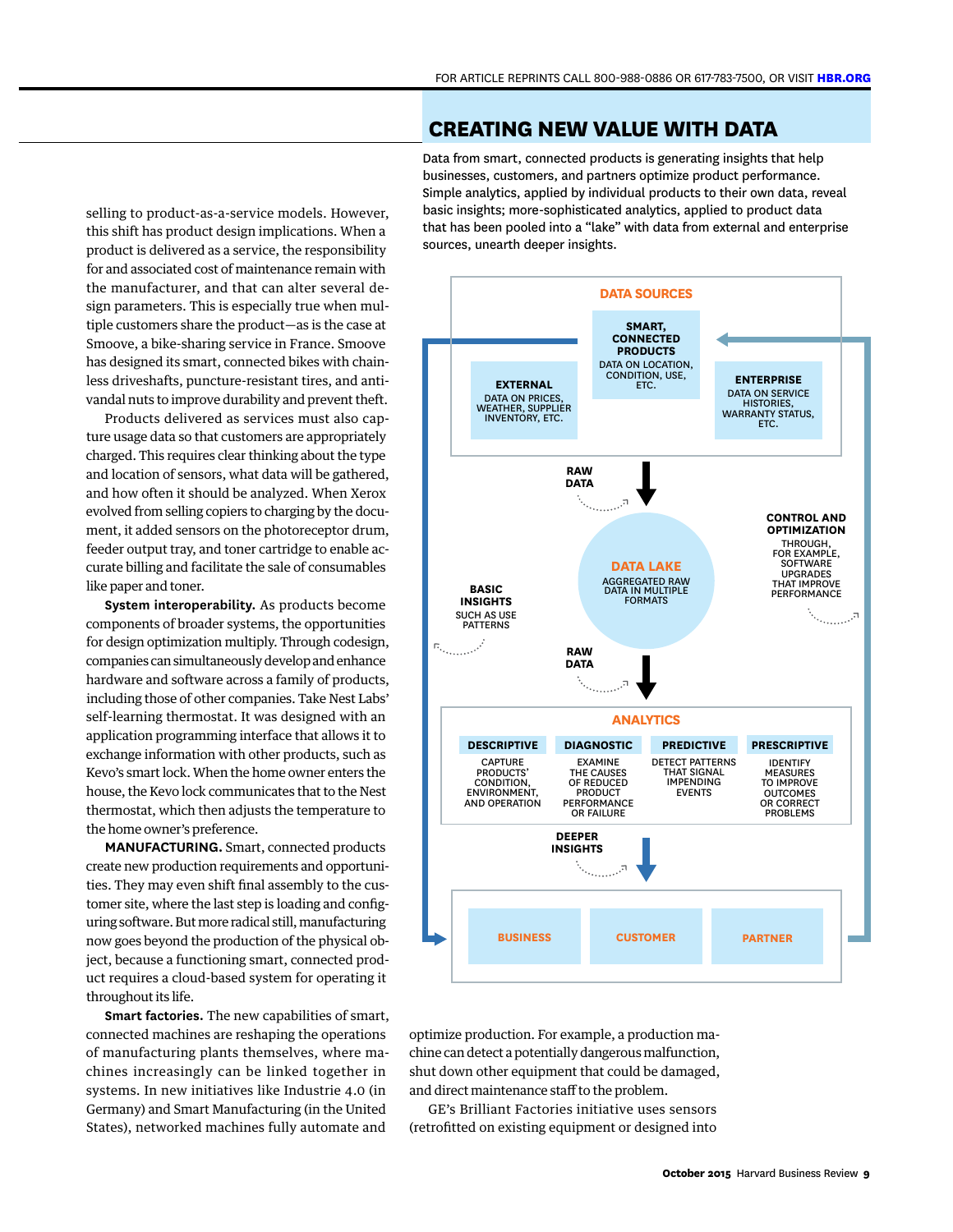selling to product-as-a-service models. However, this shift has product design implications. When a product is delivered as a service, the responsibility for and associated cost of maintenance remain with the manufacturer, and that can alter several design parameters. This is especially true when multiple customers share the product—as is the case at Smoove, a bike-sharing service in France. Smoove has designed its smart, connected bikes with chainless driveshafts, puncture-resistant tires, and antivandal nuts to improve durability and prevent theft.

Products delivered as services must also capture usage data so that customers are appropriately charged. This requires clear thinking about the type and location of sensors, what data will be gathered, and how often it should be analyzed. When Xerox evolved from selling copiers to charging by the document, it added sensors on the photoreceptor drum, feeder output tray, and toner cartridge to enable accurate billing and facilitate the sale of consumables like paper and toner.

**System interoperability.** As products become components of broader systems, the opportunities for design optimization multiply. Through codesign, companies can simultaneously develop and enhance hardware and software across a family of products, including those of other companies. Take Nest Labs' self-learning thermostat. It was designed with an application programming interface that allows it to exchange information with other products, such as Kevo's smart lock. When the home owner enters the house, the Kevo lock communicates that to the Nest thermostat, which then adjusts the temperature to the home owner's preference.

**MANUFACTURING.** Smart, connected products create new production requirements and opportunities. They may even shift final assembly to the customer site, where the last step is loading and configuring software. But more radical still, manufacturing now goes beyond the production of the physical object, because a functioning smart, connected product requires a cloud-based system for operating it throughout its life.

**Smart factories.** The new capabilities of smart, connected machines are reshaping the operations of manufacturing plants themselves, where machines increasingly can be linked together in systems. In new initiatives like Industrie 4.0 (in Germany) and Smart Manufacturing (in the United States), networked machines fully automate and optimize production. For example, a production machine can detect a potentially dangerous malfunction, shut down other equipment that could be damaged, and direct maintenance staff to the problem.

GE's Brilliant Factories initiative uses sensors (retrofitted on existing equipment or designed into

## CREATING NEW VALUE WITH DATA

Data from smart, connected products is generating insights that help businesses, customers, and partners optimize product performance. Simple analytics, applied by individual products to their own data, reveal basic insights; more-sophisticated analytics, applied to product data that has been pooled into a "lake" with data from external and enterprise sources, unearth deeper insights.

**DATA SOURCES**

- **EXTERNAL**: DATA ON PRICES, WEATHER, SUPPLIER INVENTORY, ETC.
- **SMART, CONNECTED PRODUCTS**: DATA ON LOCATION, CONDITION, USE, ETC.
- **ENTERPRISE**: DATA ON SERVICE HISTORIES, WARRANTY STATUS, ETC.

**RAW DATA** →

**DATA LAKE**: AGGREGATED RAW DATA IN MULTIPLE FORMATS

**RAW DATA** →

**ANALYTICS**

- **DESCRIPTIVE**: CAPTURE PRODUCTS' CONDITION, ENVIRONMENT, AND OPERATION
- **DIAGNOSTIC**: EXAMINE THE CAUSES OF REDUCED PRODUCT PERFORMANCE OR FAILURE
- **PREDICTIVE**: DETECT PATTERNS THAT SIGNAL IMPENDING EVENTS
- **PRESCRIPTIVE**: IDENTIFY MEASURES TO IMPROVE OUTCOMES OR CORRECT PROBLEMS

**DEEPER INSIGHTS** →

**BUSINESS** | **CUSTOMER** | **PARTNER**

**BASIC INSIGHTS**: SUCH AS USE PATTERNS

**CONTROL AND OPTIMIZATION**: THROUGH, FOR EXAMPLE, SOFTWARE UPGRADES THAT IMPROVE PERFORMANCE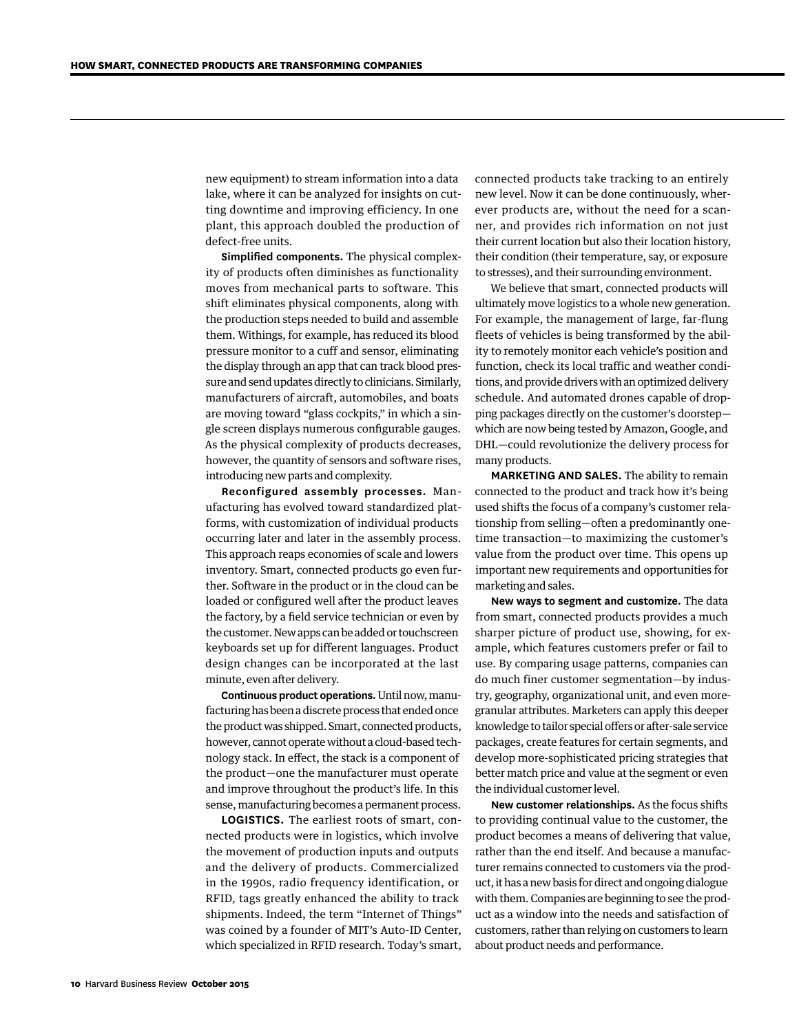new equipment) to stream information into a data lake, where it can be analyzed for insights on cutting downtime and improving efficiency. In one plant, this approach doubled the production of defect-free units.

**Simplified components.** The physical complexity of products often diminishes as functionality moves from mechanical parts to software. This shift eliminates physical components, along with the production steps needed to build and assemble them. Withings, for example, has reduced its blood pressure monitor to a cuff and sensor, eliminating the display through an app that can track blood pressure and send updates directly to clinicians. Similarly, manufacturers of aircraft, automobiles, and boats are moving toward "glass cockpits," in which a single screen displays numerous configurable gauges. As the physical complexity of products decreases, however, the quantity of sensors and software rises, introducing new parts and complexity.

**Reconfigured assembly processes.** Manufacturing has evolved toward standardized platforms, with customization of individual products occurring later and later in the assembly process. This approach reaps economies of scale and lowers inventory. Smart, connected products go even further. Software in the product or in the cloud can be loaded or configured well after the product leaves the factory, by a field service technician or even by the customer. New apps can be added or touchscreen keyboards set up for different languages. Product design changes can be incorporated at the last minute, even after delivery.

**Continuous product operations.** Until now, manufacturing has been a discrete process that ended once the product was shipped. Smart, connected products, however, cannot operate without a cloud-based technology stack. In effect, the stack is a component of the product—one the manufacturer must operate and improve throughout the product's life. In this sense, manufacturing becomes a permanent process.

**LOGISTICS.** The earliest roots of smart, connected products were in logistics, which involve the movement of production inputs and outputs and the delivery of products. Commercialized in the 1990s, radio frequency identification, or RFID, tags greatly enhanced the ability to track shipments. Indeed, the term "Internet of Things" was coined by a founder of MIT's Auto-ID Center, which specialized in RFID research. Today's smart, connected products take tracking to an entirely new level. Now it can be done continuously, wherever products are, without the need for a scanner, and provides rich information on not just their current location but also their location history, their condition (their temperature, say, or exposure to stresses), and their surrounding environment.

We believe that smart, connected products will ultimately move logistics to a whole new generation. For example, the management of large, far-flung fleets of vehicles is being transformed by the ability to remotely monitor each vehicle's position and function, check its local traffic and weather conditions, and provide drivers with an optimized delivery schedule. And automated drones capable of dropping packages directly on the customer's doorstep—which are now being tested by Amazon, Google, and DHL—could revolutionize the delivery process for many products.

**MARKETING AND SALES.** The ability to remain connected to the product and track how it's being used shifts the focus of a company's customer relationship from selling—often a predominantly one-time transaction—to maximizing the customer's value from the product over time. This opens up important new requirements and opportunities for marketing and sales.

**New ways to segment and customize.** The data from smart, connected products provides a much sharper picture of product use, showing, for example, which features customers prefer or fail to use. By comparing usage patterns, companies can do much finer customer segmentation—by industry, geography, organizational unit, and even more-granular attributes. Marketers can apply this deeper knowledge to tailor special offers or after-sale service packages, create features for certain segments, and develop more-sophisticated pricing strategies that better match price and value at the segment or even the individual customer level.

**New customer relationships.** As the focus shifts to providing continual value to the customer, the product becomes a means of delivering that value, rather than the end itself. And because a manufacturer remains connected to customers via the product, it has a new basis for direct and ongoing dialogue with them. Companies are beginning to see the product as a window into the needs and satisfaction of customers, rather than relying on customers to learn about product needs and performance.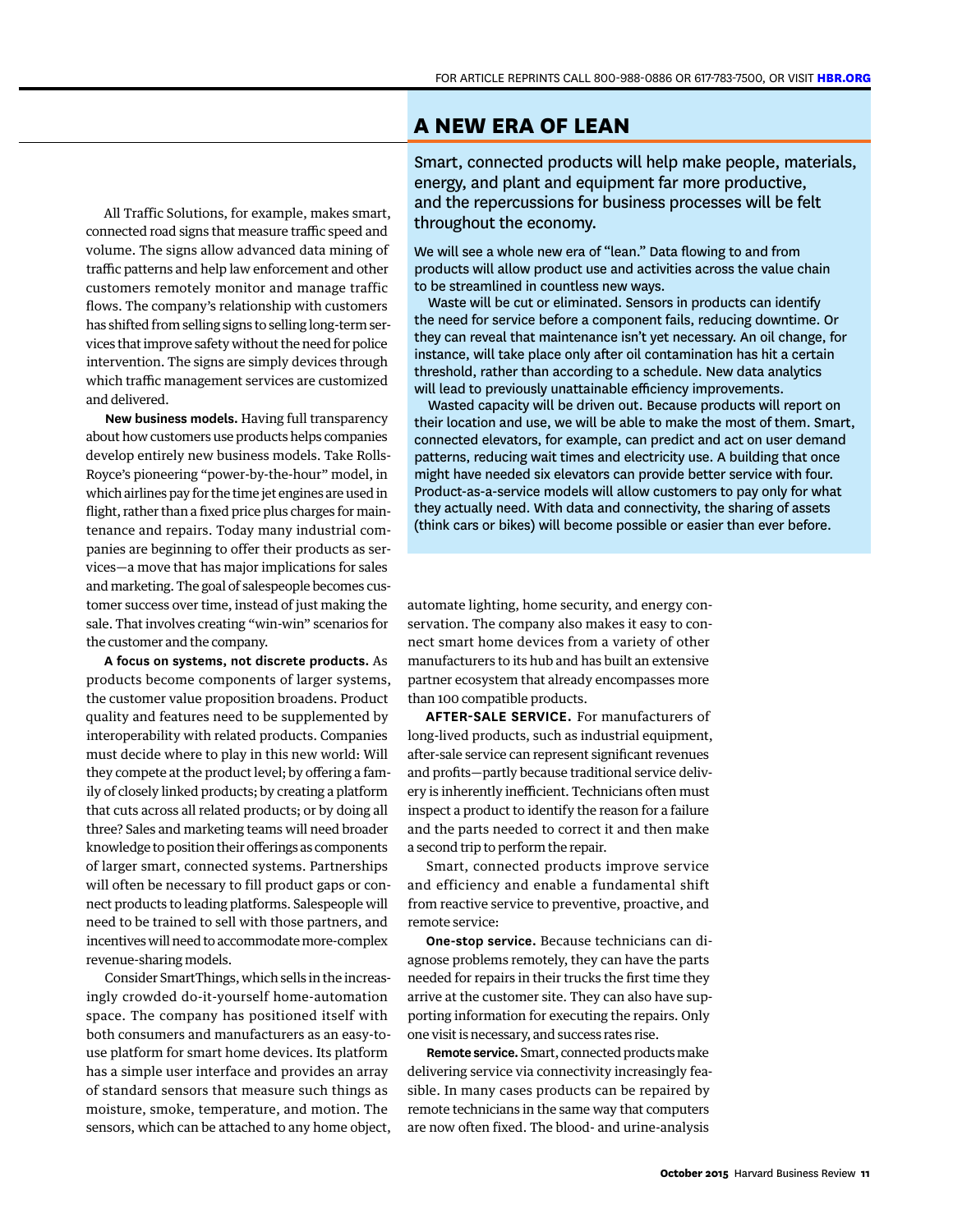All Traffic Solutions, for example, makes smart, connected road signs that measure traffic speed and volume. The signs allow advanced data mining of traffic patterns and help law enforcement and other customers remotely monitor and manage traffic flows. The company's relationship with customers has shifted from selling signs to selling long-term services that improve safety without the need for police intervention. The signs are simply devices through which traffic management services are customized and delivered.

**New business models.** Having full transparency about how customers use products helps companies develop entirely new business models. Take Rolls-Royce's pioneering "power-by-the-hour" model, in which airlines pay for the time jet engines are used in flight, rather than a fixed price plus charges for maintenance and repairs. Today many industrial companies are beginning to offer their products as services—a move that has major implications for sales and marketing. The goal of salespeople becomes customer success over time, instead of just making the sale. That involves creating "win-win" scenarios for the customer and the company.

**A focus on systems, not discrete products.** As products become components of larger systems, the customer value proposition broadens. Product quality and features need to be supplemented by interoperability with related products. Companies must decide where to play in this new world: Will they compete at the product level; by offering a family of closely linked products; by creating a platform that cuts across all related products; or by doing all three? Sales and marketing teams will need broader knowledge to position their offerings as components of larger smart, connected systems. Partnerships will often be necessary to fill product gaps or connect products to leading platforms. Salespeople will need to be trained to sell with those partners, and incentives will need to accommodate more-complex revenue-sharing models.

Consider SmartThings, which sells in the increasingly crowded do-it-yourself home-automation space. The company has positioned itself with both consumers and manufacturers as an easy-to-use platform for smart home devices. Its platform has a simple user interface and provides an array of standard sensors that measure such things as moisture, smoke, temperature, and motion. The sensors, which can be attached to any home object, automate lighting, home security, and energy conservation. The company also makes it easy to connect smart home devices from a variety of other manufacturers to its hub and has built an extensive partner ecosystem that already encompasses more than 100 compatible products.

## A NEW ERA OF LEAN

Smart, connected products will help make people, materials, energy, and plant and equipment far more productive, and the repercussions for business processes will be felt throughout the economy.

We will see a whole new era of "lean." Data flowing to and from products will allow product use and activities across the value chain to be streamlined in countless new ways.

Waste will be cut or eliminated. Sensors in products can identify the need for service before a component fails, reducing downtime. Or they can reveal that maintenance isn't yet necessary. An oil change, for instance, will take place only after oil contamination has hit a certain threshold, rather than according to a schedule. New data analytics will lead to previously unattainable efficiency improvements.

Wasted capacity will be driven out. Because products will report on their location and use, we will be able to make the most of them. Smart, connected elevators, for example, can predict and act on user demand patterns, reducing wait times and electricity use. A building that once might have needed six elevators can provide better service with four. Product-as-a-service models will allow customers to pay only for what they actually need. With data and connectivity, the sharing of assets (think cars or bikes) will become possible or easier than ever before.

**AFTER-SALE SERVICE.** For manufacturers of long-lived products, such as industrial equipment, after-sale service can represent significant revenues and profits—partly because traditional service delivery is inherently inefficient. Technicians often must inspect a product to identify the reason for a failure and the parts needed to correct it and then make a second trip to perform the repair.

Smart, connected products improve service and efficiency and enable a fundamental shift from reactive service to preventive, proactive, and remote service:

**One-stop service.** Because technicians can diagnose problems remotely, they can have the parts needed for repairs in their trucks the first time they arrive at the customer site. They can also have supporting information for executing the repairs. Only one visit is necessary, and success rates rise.

**Remote service.** Smart, connected products make delivering service via connectivity increasingly feasible. In many cases products can be repaired by remote technicians in the same way that computers are now often fixed. The blood- and urine-analysis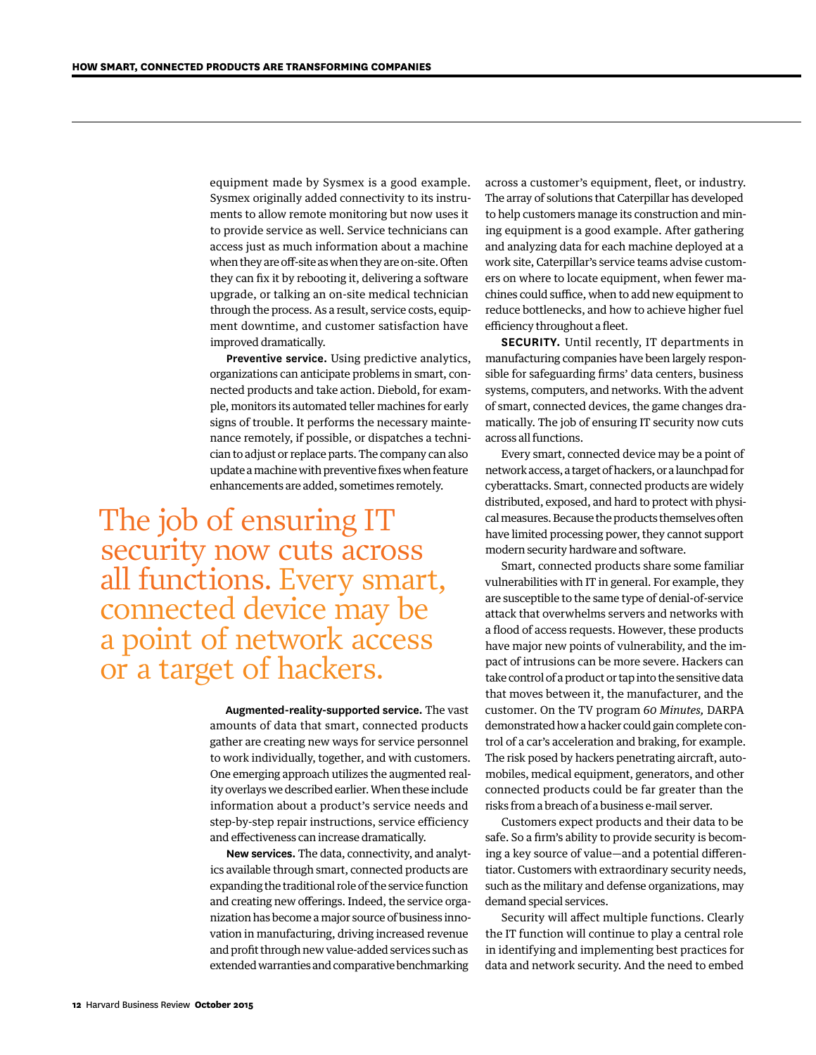equipment made by Sysmex is a good example. Sysmex originally added connectivity to its instruments to allow remote monitoring but now uses it to provide service as well. Service technicians can access just as much information about a machine when they are off-site as when they are on-site. Often they can fix it by rebooting it, delivering a software upgrade, or talking an on-site medical technician through the process. As a result, service costs, equipment downtime, and customer satisfaction have improved dramatically.

**Preventive service.** Using predictive analytics, organizations can anticipate problems in smart, connected products and take action. Diebold, for example, monitors its automated teller machines for early signs of trouble. It performs the necessary maintenance remotely, if possible, or dispatches a technician to adjust or replace parts. The company can also update a machine with preventive fixes when feature enhancements are added, sometimes remotely.

> The job of ensuring IT security now cuts across all functions. Every smart, connected device may be a point of network access or a target of hackers.

**Augmented-reality-supported service.** The vast amounts of data that smart, connected products gather are creating new ways for service personnel to work individually, together, and with customers. One emerging approach utilizes the augmented reality overlays we described earlier. When these include information about a product's service needs and step-by-step repair instructions, service efficiency and effectiveness can increase dramatically.

**New services.** The data, connectivity, and analytics available through smart, connected products are expanding the traditional role of the service function and creating new offerings. Indeed, the service organization has become a major source of business innovation in manufacturing, driving increased revenue and profit through new value-added services such as extended warranties and comparative benchmarking across a customer's equipment, fleet, or industry. The array of solutions that Caterpillar has developed to help customers manage its construction and mining equipment is a good example. After gathering and analyzing data for each machine deployed at a work site, Caterpillar's service teams advise customers on where to locate equipment, when fewer machines could suffice, when to add new equipment to reduce bottlenecks, and how to achieve higher fuel efficiency throughout a fleet.

**SECURITY.** Until recently, IT departments in manufacturing companies have been largely responsible for safeguarding firms' data centers, business systems, computers, and networks. With the advent of smart, connected devices, the game changes dramatically. The job of ensuring IT security now cuts across all functions.

Every smart, connected device may be a point of network access, a target of hackers, or a launchpad for cyberattacks. Smart, connected products are widely distributed, exposed, and hard to protect with physical measures. Because the products themselves often have limited processing power, they cannot support modern security hardware and software.

Smart, connected products share some familiar vulnerabilities with IT in general. For example, they are susceptible to the same type of denial-of-service attack that overwhelms servers and networks with a flood of access requests. However, these products have major new points of vulnerability, and the impact of intrusions can be more severe. Hackers can take control of a product or tap into the sensitive data that moves between it, the manufacturer, and the customer. On the TV program *60 Minutes,* DARPA demonstrated how a hacker could gain complete control of a car's acceleration and braking, for example. The risk posed by hackers penetrating aircraft, automobiles, medical equipment, generators, and other connected products could be far greater than the risks from a breach of a business e-mail server.

Customers expect products and their data to be safe. So a firm's ability to provide security is becoming a key source of value—and a potential differentiator. Customers with extraordinary security needs, such as the military and defense organizations, may demand special services.

Security will affect multiple functions. Clearly the IT function will continue to play a central role in identifying and implementing best practices for data and network security. And the need to embed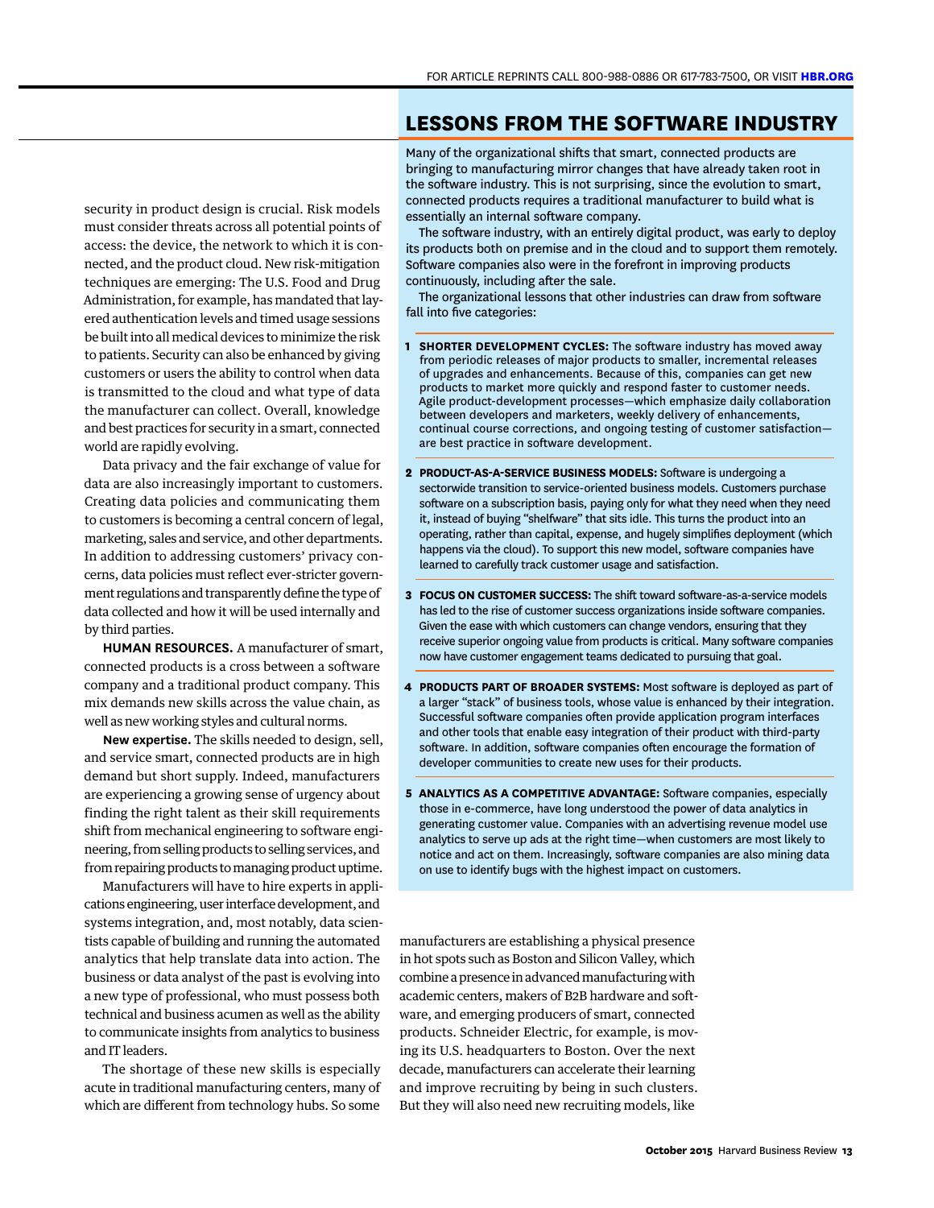security in product design is crucial. Risk models must consider threats across all potential points of access: the device, the network to which it is connected, and the product cloud. New risk-mitigation techniques are emerging: The U.S. Food and Drug Administration, for example, has mandated that layered authentication levels and timed usage sessions be built into all medical devices to minimize the risk to patients. Security can also be enhanced by giving customers or users the ability to control when data is transmitted to the cloud and what type of data the manufacturer can collect. Overall, knowledge and best practices for security in a smart, connected world are rapidly evolving.

Data privacy and the fair exchange of value for data are also increasingly important to customers. Creating data policies and communicating them to customers is becoming a central concern of legal, marketing, sales and service, and other departments. In addition to addressing customers' privacy concerns, data policies must reflect ever-stricter government regulations and transparently define the type of data collected and how it will be used internally and by third parties.

**HUMAN RESOURCES.** A manufacturer of smart, connected products is a cross between a software company and a traditional product company. This mix demands new skills across the value chain, as well as new working styles and cultural norms.

**New expertise.** The skills needed to design, sell, and service smart, connected products are in high demand but short supply. Indeed, manufacturers are experiencing a growing sense of urgency about finding the right talent as their skill requirements shift from mechanical engineering to software engineering, from selling products to selling services, and from repairing products to managing product uptime.

Manufacturers will have to hire experts in applications engineering, user interface development, and systems integration, and, most notably, data scientists capable of building and running the automated analytics that help translate data into action. The business or data analyst of the past is evolving into a new type of professional, who must possess both technical and business acumen as well as the ability to communicate insights from analytics to business and IT leaders.

The shortage of these new skills is especially acute in traditional manufacturing centers, many of which are different from technology hubs. So some manufacturers are establishing a physical presence in hot spots such as Boston and Silicon Valley, which combine a presence in advanced manufacturing with academic centers, makers of B2B hardware and software, and emerging producers of smart, connected products. Schneider Electric, for example, is moving its U.S. headquarters to Boston. Over the next decade, manufacturers can accelerate their learning and improve recruiting by being in such clusters. But they will also need new recruiting models, like

## LESSONS FROM THE SOFTWARE INDUSTRY

Many of the organizational shifts that smart, connected products are bringing to manufacturing mirror changes that have already taken root in the software industry. This is not surprising, since the evolution to smart, connected products requires a traditional manufacturer to build what is essentially an internal software company.

The software industry, with an entirely digital product, was early to deploy its products both on premise and in the cloud and to support them remotely. Software companies also were in the forefront in improving products continuously, including after the sale.

The organizational lessons that other industries can draw from software fall into five categories:

1. **SHORTER DEVELOPMENT CYCLES:** The software industry has moved away from periodic releases of major products to smaller, incremental releases of upgrades and enhancements. Because of this, companies can get new products to market more quickly and respond faster to customer needs. Agile product-development processes—which emphasize daily collaboration between developers and marketers, weekly delivery of enhancements, continual course corrections, and ongoing testing of customer satisfaction—are best practice in software development.

2. **PRODUCT-AS-A-SERVICE BUSINESS MODELS:** Software is undergoing a sectorwide transition to service-oriented business models. Customers purchase software on a subscription basis, paying only for what they need when they need it, instead of buying "shelfware" that sits idle. This turns the product into an operating, rather than capital, expense, and hugely simplifies deployment (which happens via the cloud). To support this new model, software companies have learned to carefully track customer usage and satisfaction.

3. **FOCUS ON CUSTOMER SUCCESS:** The shift toward software-as-a-service models has led to the rise of customer success organizations inside software companies. Given the ease with which customers can change vendors, ensuring that they receive superior ongoing value from products is critical. Many software companies now have customer engagement teams dedicated to pursuing that goal.

4. **PRODUCTS PART OF BROADER SYSTEMS:** Most software is deployed as part of a larger "stack" of business tools, whose value is enhanced by their integration. Successful software companies often provide application program interfaces and other tools that enable easy integration of their product with third-party software. In addition, software companies often encourage the formation of developer communities to create new uses for their products.

5. **ANALYTICS AS A COMPETITIVE ADVANTAGE:** Software companies, especially those in e-commerce, have long understood the power of data analytics in generating customer value. Companies with an advertising revenue model use analytics to serve up ads at the right time—when customers are most likely to notice and act on them. Increasingly, software companies are also mining data on use to identify bugs with the highest impact on customers.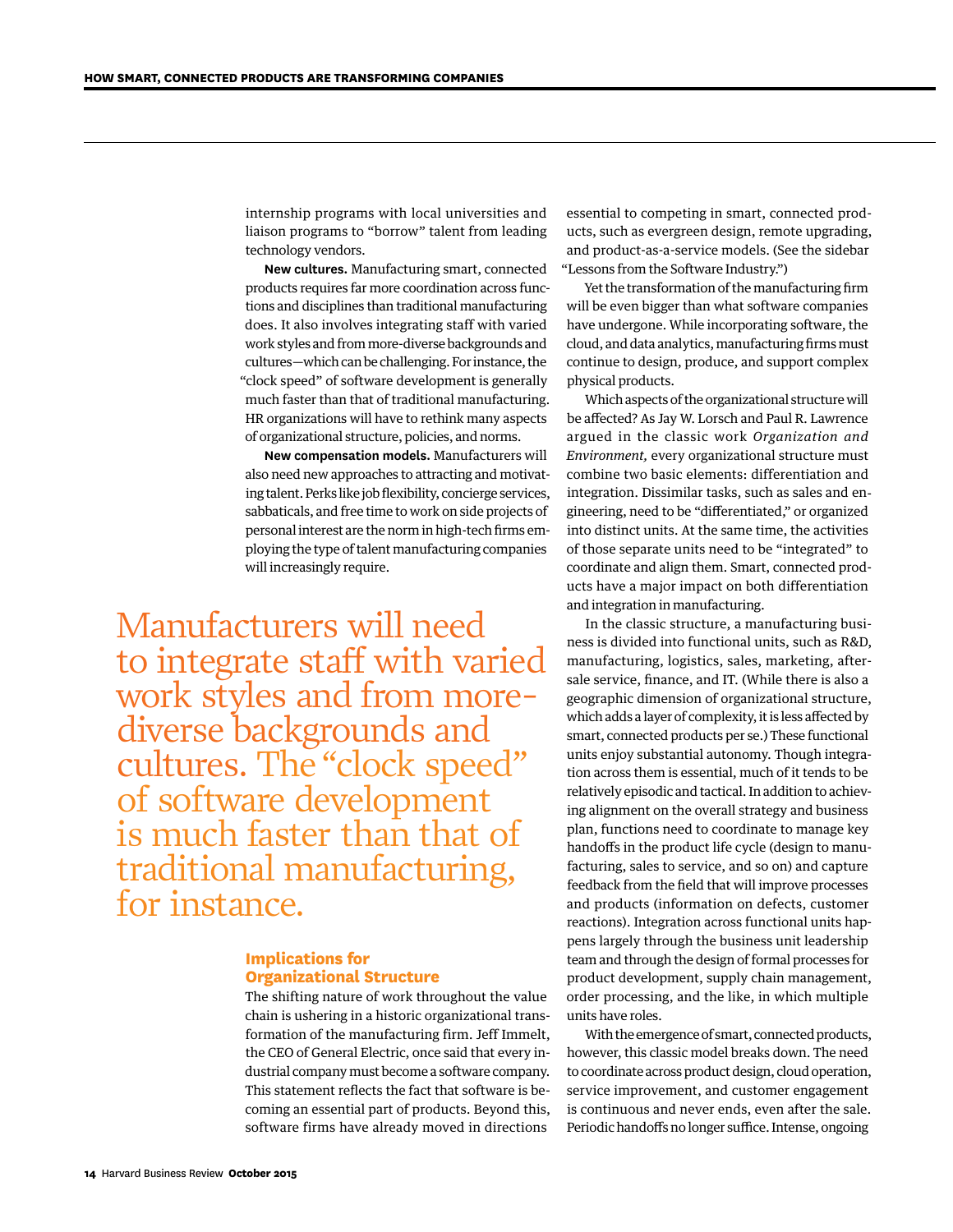internship programs with local universities and liaison programs to "borrow" talent from leading technology vendors.

**New cultures.** Manufacturing smart, connected products requires far more coordination across functions and disciplines than traditional manufacturing does. It also involves integrating staff with varied work styles and from more-diverse backgrounds and cultures—which can be challenging. For instance, the "clock speed" of software development is generally much faster than that of traditional manufacturing. HR organizations will have to rethink many aspects of organizational structure, policies, and norms.

**New compensation models.** Manufacturers will also need new approaches to attracting and motivating talent. Perks like job flexibility, concierge services, sabbaticals, and free time to work on side projects of personal interest are the norm in high-tech firms employing the type of talent manufacturing companies will increasingly require.

> Manufacturers will need to integrate staff with varied work styles and from more-diverse backgrounds and cultures. The "clock speed" of software development is much faster than that of traditional manufacturing, for instance.

## Implications for Organizational Structure

The shifting nature of work throughout the value chain is ushering in a historic organizational transformation of the manufacturing firm. Jeff Immelt, the CEO of General Electric, once said that every industrial company must become a software company. This statement reflects the fact that software is becoming an essential part of products. Beyond this, software firms have already moved in directions essential to competing in smart, connected products, such as evergreen design, remote upgrading, and product-as-a-service models. (See the sidebar "Lessons from the Software Industry.")

Yet the transformation of the manufacturing firm will be even bigger than what software companies have undergone. While incorporating software, the cloud, and data analytics, manufacturing firms must continue to design, produce, and support complex physical products.

Which aspects of the organizational structure will be affected? As Jay W. Lorsch and Paul R. Lawrence argued in the classic work *Organization and Environment,* every organizational structure must combine two basic elements: differentiation and integration. Dissimilar tasks, such as sales and engineering, need to be "differentiated," or organized into distinct units. At the same time, the activities of those separate units need to be "integrated" to coordinate and align them. Smart, connected products have a major impact on both differentiation and integration in manufacturing.

In the classic structure, a manufacturing business is divided into functional units, such as R&D, manufacturing, logistics, sales, marketing, after-sale service, finance, and IT. (While there is also a geographic dimension of organizational structure, which adds a layer of complexity, it is less affected by smart, connected products per se.) These functional units enjoy substantial autonomy. Though integration across them is essential, much of it tends to be relatively episodic and tactical. In addition to achieving alignment on the overall strategy and business plan, functions need to coordinate to manage key handoffs in the product life cycle (design to manufacturing, sales to service, and so on) and capture feedback from the field that will improve processes and products (information on defects, customer reactions). Integration across functional units happens largely through the business unit leadership team and through the design of formal processes for product development, supply chain management, order processing, and the like, in which multiple units have roles.

With the emergence of smart, connected products, however, this classic model breaks down. The need to coordinate across product design, cloud operation, service improvement, and customer engagement is continuous and never ends, even after the sale. Periodic handoffs no longer suffice. Intense, ongoing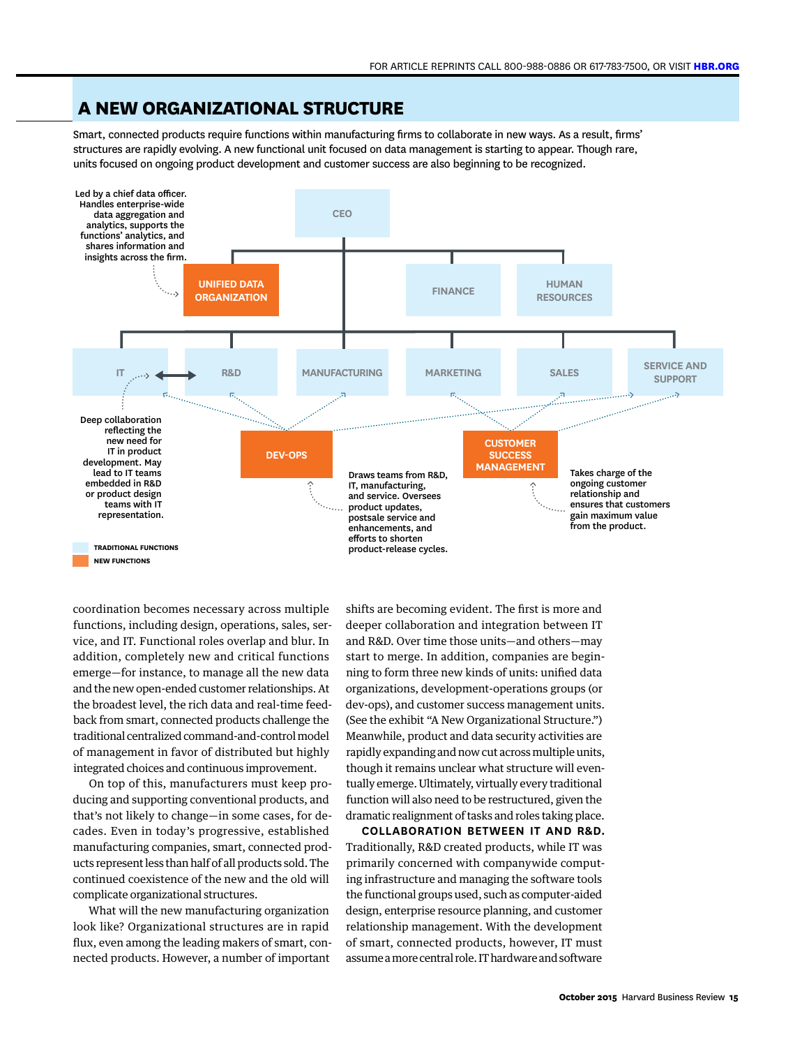## A NEW ORGANIZATIONAL STRUCTURE

Smart, connected products require functions within manufacturing firms to collaborate in new ways. As a result, firms' structures are rapidly evolving. A new functional unit focused on data management is starting to appear. Though rare, units focused on ongoing product development and customer success are also beginning to be recognized.

CEO

UNIFIED DATA ORGANIZATION — Led by a chief data officer. Handles enterprise-wide data aggregation and analytics, supports the functions' analytics, and shares information and insights across the firm.

FINANCE

HUMAN RESOURCES

IT ↔ R&D — Deep collaboration reflecting the new need for IT in product development. May lead to IT teams embedded in R&D or product design teams with IT representation.

MANUFACTURING

MARKETING

SALES

SERVICE AND SUPPORT

DEV-OPS — Draws teams from R&D, IT, manufacturing, and service. Oversees product updates, postsale service and enhancements, and efforts to shorten product-release cycles.

CUSTOMER SUCCESS MANAGEMENT — Takes charge of the ongoing customer relationship and ensures that customers gain maximum value from the product.

TRADITIONAL FUNCTIONS

NEW FUNCTIONS

coordination becomes necessary across multiple functions, including design, operations, sales, service, and IT. Functional roles overlap and blur. In addition, completely new and critical functions emerge—for instance, to manage all the new data and the new open-ended customer relationships. At the broadest level, the rich data and real-time feedback from smart, connected products challenge the traditional centralized command-and-control model of management in favor of distributed but highly integrated choices and continuous improvement.

On top of this, manufacturers must keep producing and supporting conventional products, and that's not likely to change—in some cases, for decades. Even in today's progressive, established manufacturing companies, smart, connected products represent less than half of all products sold. The continued coexistence of the new and the old will complicate organizational structures.

What will the new manufacturing organization look like? Organizational structures are in rapid flux, even among the leading makers of smart, connected products. However, a number of important shifts are becoming evident. The first is more and deeper collaboration and integration between IT and R&D. Over time those units—and others—may start to merge. In addition, companies are beginning to form three new kinds of units: unified data organizations, development-operations groups (or dev-ops), and customer success management units. (See the exhibit "A New Organizational Structure.") Meanwhile, product and data security activities are rapidly expanding and now cut across multiple units, though it remains unclear what structure will eventually emerge. Ultimately, virtually every traditional function will also need to be restructured, given the dramatic realignment of tasks and roles taking place.

**COLLABORATION BETWEEN IT AND R&D.** Traditionally, R&D created products, while IT was primarily concerned with companywide computing infrastructure and managing the software tools the functional groups used, such as computer-aided design, enterprise resource planning, and customer relationship management. With the development of smart, connected products, however, IT must assume a more central role. IT hardware and software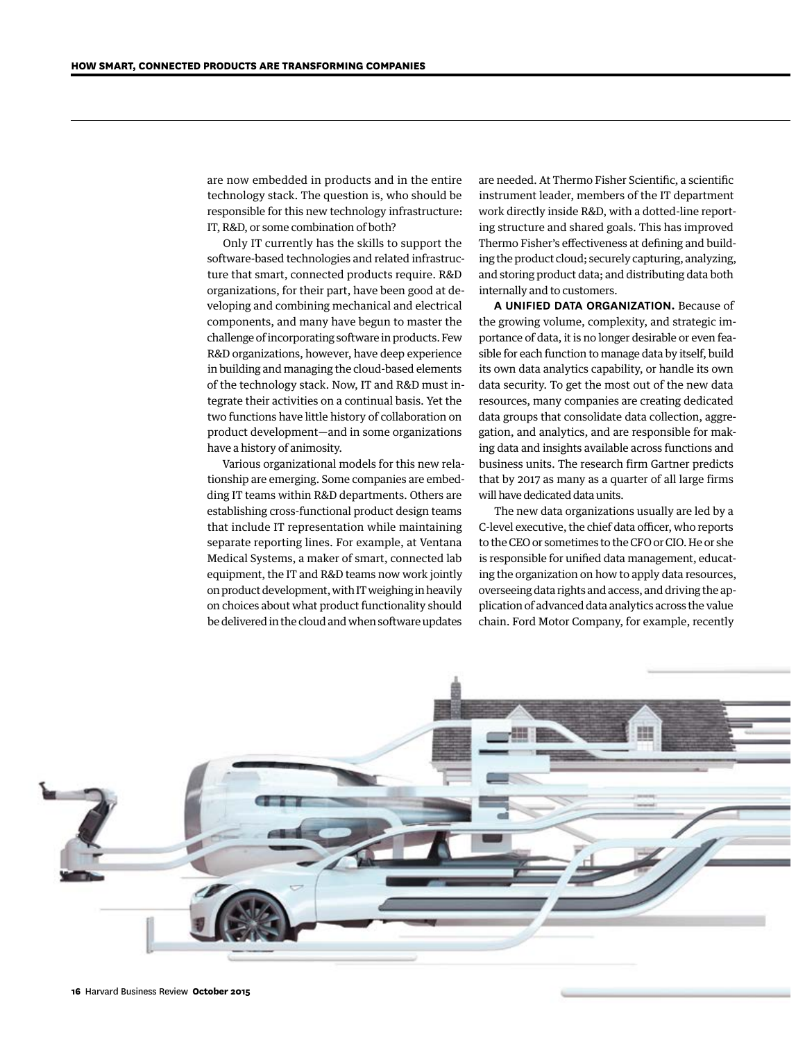are now embedded in products and in the entire technology stack. The question is, who should be responsible for this new technology infrastructure: IT, R&D, or some combination of both?

Only IT currently has the skills to support the software-based technologies and related infrastructure that smart, connected products require. R&D organizations, for their part, have been good at developing and combining mechanical and electrical components, and many have begun to master the challenge of incorporating software in products. Few R&D organizations, however, have deep experience in building and managing the cloud-based elements of the technology stack. Now, IT and R&D must integrate their activities on a continual basis. Yet the two functions have little history of collaboration on product development—and in some organizations have a history of animosity.

Various organizational models for this new relationship are emerging. Some companies are embedding IT teams within R&D departments. Others are establishing cross-functional product design teams that include IT representation while maintaining separate reporting lines. For example, at Ventana Medical Systems, a maker of smart, connected lab equipment, the IT and R&D teams now work jointly on product development, with IT weighing in heavily on choices about what product functionality should be delivered in the cloud and when software updates are needed. At Thermo Fisher Scientific, a scientific instrument leader, members of the IT department work directly inside R&D, with a dotted-line reporting structure and shared goals. This has improved Thermo Fisher's effectiveness at defining and building the product cloud; securely capturing, analyzing, and storing product data; and distributing data both internally and to customers.

**A UNIFIED DATA ORGANIZATION.** Because of the growing volume, complexity, and strategic importance of data, it is no longer desirable or even feasible for each function to manage data by itself, build its own data analytics capability, or handle its own data security. To get the most out of the new data resources, many companies are creating dedicated data groups that consolidate data collection, aggregation, and analytics, and are responsible for making data and insights available across functions and business units. The research firm Gartner predicts that by 2017 as many as a quarter of all large firms will have dedicated data units.

The new data organizations usually are led by a C-level executive, the chief data officer, who reports to the CEO or sometimes to the CFO or CIO. He or she is responsible for unified data management, educating the organization on how to apply data resources, overseeing data rights and access, and driving the application of advanced data analytics across the value chain. Ford Motor Company, for example, recently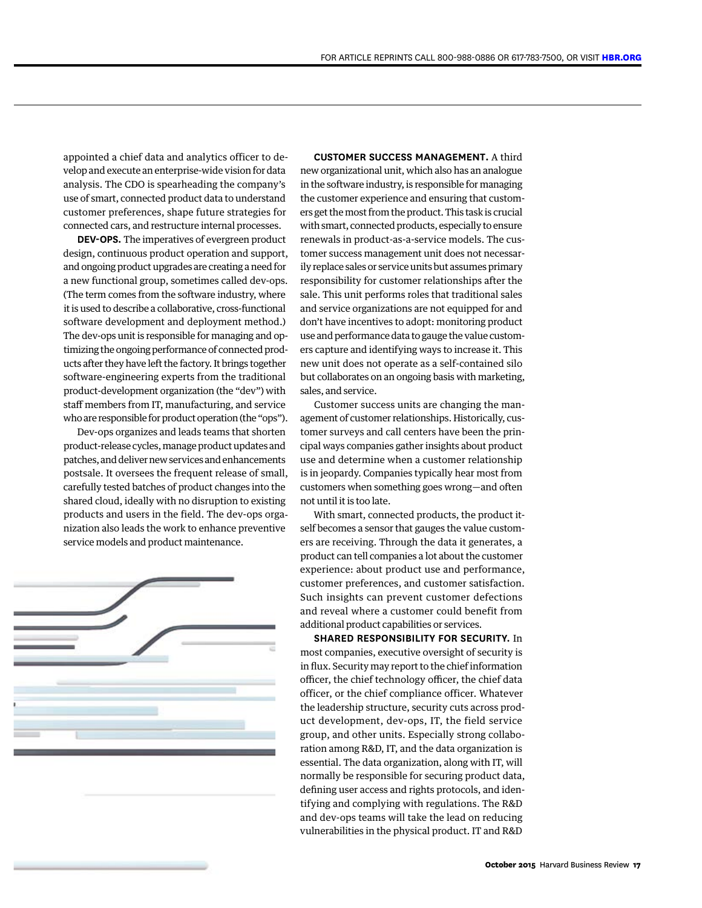appointed a chief data and analytics officer to develop and execute an enterprise-wide vision for data analysis. The CDO is spearheading the company's use of smart, connected product data to understand customer preferences, shape future strategies for connected cars, and restructure internal processes.

**DEV-OPS.** The imperatives of evergreen product design, continuous product operation and support, and ongoing product upgrades are creating a need for a new functional group, sometimes called dev-ops. (The term comes from the software industry, where it is used to describe a collaborative, cross-functional software development and deployment method.) The dev-ops unit is responsible for managing and optimizing the ongoing performance of connected products after they have left the factory. It brings together software-engineering experts from the traditional product-development organization (the "dev") with staff members from IT, manufacturing, and service who are responsible for product operation (the "ops").

Dev-ops organizes and leads teams that shorten product-release cycles, manage product updates and patches, and deliver new services and enhancements postsale. It oversees the frequent release of small, carefully tested batches of product changes into the shared cloud, ideally with no disruption to existing products and users in the field. The dev-ops organization also leads the work to enhance preventive service models and product maintenance.

**CUSTOMER SUCCESS MANAGEMENT.** A third new organizational unit, which also has an analogue in the software industry, is responsible for managing the customer experience and ensuring that customers get the most from the product. This task is crucial with smart, connected products, especially to ensure renewals in product-as-a-service models. The customer success management unit does not necessarily replace sales or service units but assumes primary responsibility for customer relationships after the sale. This unit performs roles that traditional sales and service organizations are not equipped for and don't have incentives to adopt: monitoring product use and performance data to gauge the value customers capture and identifying ways to increase it. This new unit does not operate as a self-contained silo but collaborates on an ongoing basis with marketing, sales, and service.

Customer success units are changing the management of customer relationships. Historically, customer surveys and call centers have been the principal ways companies gather insights about product use and determine when a customer relationship is in jeopardy. Companies typically hear most from customers when something goes wrong—and often not until it is too late.

With smart, connected products, the product itself becomes a sensor that gauges the value customers are receiving. Through the data it generates, a product can tell companies a lot about the customer experience: about product use and performance, customer preferences, and customer satisfaction. Such insights can prevent customer defections and reveal where a customer could benefit from additional product capabilities or services.

**SHARED RESPONSIBILITY FOR SECURITY.** In most companies, executive oversight of security is in flux. Security may report to the chief information officer, the chief technology officer, the chief data officer, or the chief compliance officer. Whatever the leadership structure, security cuts across product development, dev-ops, IT, the field service group, and other units. Especially strong collaboration among R&D, IT, and the data organization is essential. The data organization, along with IT, will normally be responsible for securing product data, defining user access and rights protocols, and identifying and complying with regulations. The R&D and dev-ops teams will take the lead on reducing vulnerabilities in the physical product. IT and R&D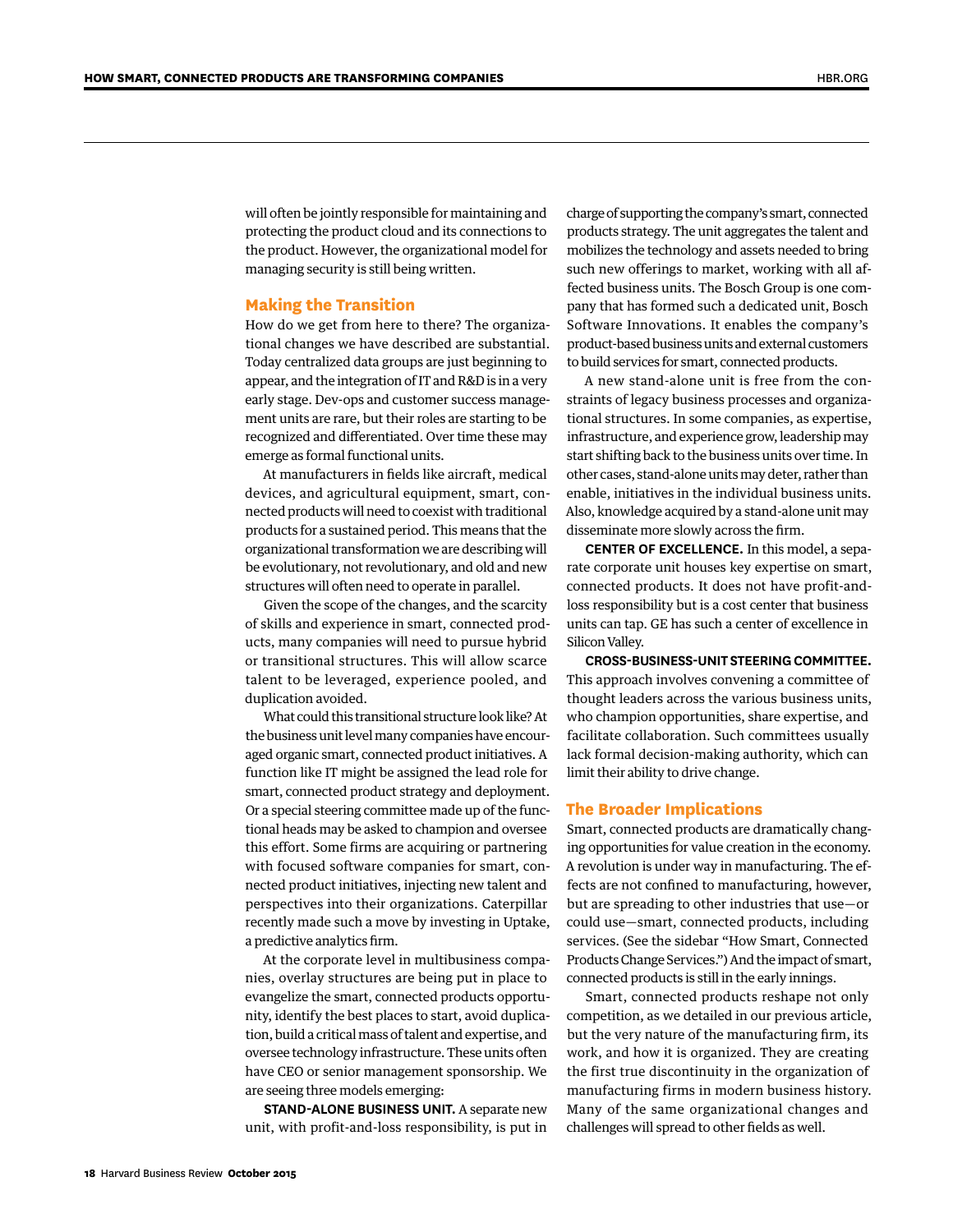will often be jointly responsible for maintaining and protecting the product cloud and its connections to the product. However, the organizational model for managing security is still being written.

## Making the Transition

How do we get from here to there? The organizational changes we have described are substantial. Today centralized data groups are just beginning to appear, and the integration of IT and R&D is in a very early stage. Dev-ops and customer success management units are rare, but their roles are starting to be recognized and differentiated. Over time these may emerge as formal functional units.

At manufacturers in fields like aircraft, medical devices, and agricultural equipment, smart, connected products will need to coexist with traditional products for a sustained period. This means that the organizational transformation we are describing will be evolutionary, not revolutionary, and old and new structures will often need to operate in parallel.

Given the scope of the changes, and the scarcity of skills and experience in smart, connected products, many companies will need to pursue hybrid or transitional structures. This will allow scarce talent to be leveraged, experience pooled, and duplication avoided.

What could this transitional structure look like? At the business unit level many companies have encouraged organic smart, connected product initiatives. A function like IT might be assigned the lead role for smart, connected product strategy and deployment. Or a special steering committee made up of the functional heads may be asked to champion and oversee this effort. Some firms are acquiring or partnering with focused software companies for smart, connected product initiatives, injecting new talent and perspectives into their organizations. Caterpillar recently made such a move by investing in Uptake, a predictive analytics firm.

At the corporate level in multibusiness companies, overlay structures are being put in place to evangelize the smart, connected products opportunity, identify the best places to start, avoid duplication, build a critical mass of talent and expertise, and oversee technology infrastructure. These units often have CEO or senior management sponsorship. We are seeing three models emerging:

**STAND-ALONE BUSINESS UNIT.** A separate new unit, with profit-and-loss responsibility, is put in charge of supporting the company's smart, connected products strategy. The unit aggregates the talent and mobilizes the technology and assets needed to bring such new offerings to market, working with all affected business units. The Bosch Group is one company that has formed such a dedicated unit, Bosch Software Innovations. It enables the company's product-based business units and external customers to build services for smart, connected products.

A new stand-alone unit is free from the constraints of legacy business processes and organizational structures. In some companies, as expertise, infrastructure, and experience grow, leadership may start shifting back to the business units over time. In other cases, stand-alone units may deter, rather than enable, initiatives in the individual business units. Also, knowledge acquired by a stand-alone unit may disseminate more slowly across the firm.

**CENTER OF EXCELLENCE.** In this model, a separate corporate unit houses key expertise on smart, connected products. It does not have profit-and-loss responsibility but is a cost center that business units can tap. GE has such a center of excellence in Silicon Valley.

**CROSS-BUSINESS-UNIT STEERING COMMITTEE.** This approach involves convening a committee of thought leaders across the various business units, who champion opportunities, share expertise, and facilitate collaboration. Such committees usually lack formal decision-making authority, which can limit their ability to drive change.

## The Broader Implications

Smart, connected products are dramatically changing opportunities for value creation in the economy. A revolution is under way in manufacturing. The effects are not confined to manufacturing, however, but are spreading to other industries that use—or could use—smart, connected products, including services. (See the sidebar "How Smart, Connected Products Change Services.") And the impact of smart, connected products is still in the early innings.

Smart, connected products reshape not only competition, as we detailed in our previous article, but the very nature of the manufacturing firm, its work, and how it is organized. They are creating the first true discontinuity in the organization of manufacturing firms in modern business history. Many of the same organizational changes and challenges will spread to other fields as well.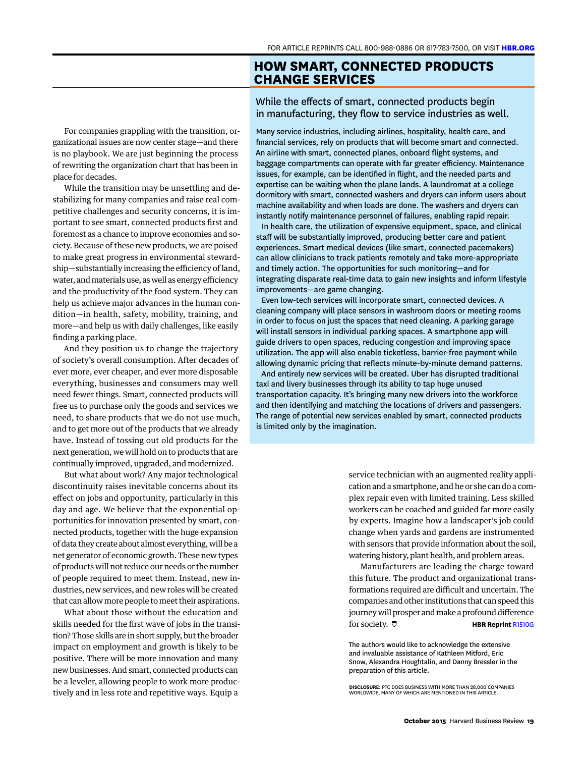For companies grappling with the transition, organizational issues are now center stage—and there is no playbook. We are just beginning the process of rewriting the organization chart that has been in place for decades.

While the transition may be unsettling and destabilizing for many companies and raise real competitive challenges and security concerns, it is important to see smart, connected products first and foremost as a chance to improve economies and society. Because of these new products, we are poised to make great progress in environmental stewardship—substantially increasing the efficiency of land, water, and materials use, as well as energy efficiency and the productivity of the food system. They can help us achieve major advances in the human condition—in health, safety, mobility, training, and more—and help us with daily challenges, like easily finding a parking place.

And they position us to change the trajectory of society's overall consumption. After decades of ever more, ever cheaper, and ever more disposable everything, businesses and consumers may well need fewer things. Smart, connected products will free us to purchase only the goods and services we need, to share products that we do not use much, and to get more out of the products that we already have. Instead of tossing out old products for the next generation, we will hold on to products that are continually improved, upgraded, and modernized.

But what about work? Any major technological discontinuity raises inevitable concerns about its effect on jobs and opportunity, particularly in this day and age. We believe that the exponential opportunities for innovation presented by smart, connected products, together with the huge expansion of data they create about almost everything, will be a net generator of economic growth. These new types of products will not reduce our needs or the number of people required to meet them. Instead, new industries, new services, and new roles will be created that can allow more people to meet their aspirations.

What about those without the education and skills needed for the first wave of jobs in the transition? Those skills are in short supply, but the broader impact on employment and growth is likely to be positive. There will be more innovation and many new businesses. And smart, connected products can be a leveler, allowing people to work more productively and in less rote and repetitive ways. Equip a service technician with an augmented reality application and a smartphone, and he or she can do a complex repair even with limited training. Less skilled workers can be coached and guided far more easily by experts. Imagine how a landscaper's job could change when yards and gardens are instrumented with sensors that provide information about the soil, watering history, plant health, and problem areas.

Manufacturers are leading the charge toward this future. The product and organizational transformations required are difficult and uncertain. The companies and other institutions that can speed this journey will prosper and make a profound difference for society.

**HBR Reprint** R1510G

## HOW SMART, CONNECTED PRODUCTS CHANGE SERVICES

While the effects of smart, connected products begin in manufacturing, they flow to service industries as well.

Many service industries, including airlines, hospitality, health care, and financial services, rely on products that will become smart and connected. An airline with smart, connected planes, onboard flight systems, and baggage compartments can operate with far greater efficiency. Maintenance issues, for example, can be identified in flight, and the needed parts and expertise can be waiting when the plane lands. A laundromat at a college dormitory with smart, connected washers and dryers can inform users about machine availability and when loads are done. The washers and dryers can instantly notify maintenance personnel of failures, enabling rapid repair.

In health care, the utilization of expensive equipment, space, and clinical staff will be substantially improved, producing better care and patient experiences. Smart medical devices (like smart, connected pacemakers) can allow clinicians to track patients remotely and take more-appropriate and timely action. The opportunities for such monitoring—and for integrating disparate real-time data to gain new insights and inform lifestyle improvements—are game changing.

Even low-tech services will incorporate smart, connected devices. A cleaning company will place sensors in washroom doors or meeting rooms in order to focus on just the spaces that need cleaning. A parking garage will install sensors in individual parking spaces. A smartphone app will guide drivers to open spaces, reducing congestion and improving space utilization. The app will also enable ticketless, barrier-free payment while allowing dynamic pricing that reflects minute-by-minute demand patterns.

And entirely new services will be created. Uber has disrupted traditional taxi and livery businesses through its ability to tap huge unused transportation capacity. It's bringing many new drivers into the workforce and then identifying and matching the locations of drivers and passengers. The range of potential new services enabled by smart, connected products is limited only by the imagination.

The authors would like to acknowledge the extensive and invaluable assistance of Kathleen Mitford, Eric Snow, Alexandra Houghtalin, and Danny Bressler in the preparation of this article.

**DISCLOSURE:** PTC DOES BUSINESS WITH MORE THAN 28,000 COMPANIES WORLDWIDE, MANY OF WHICH ARE MENTIONED IN THIS ARTICLE.